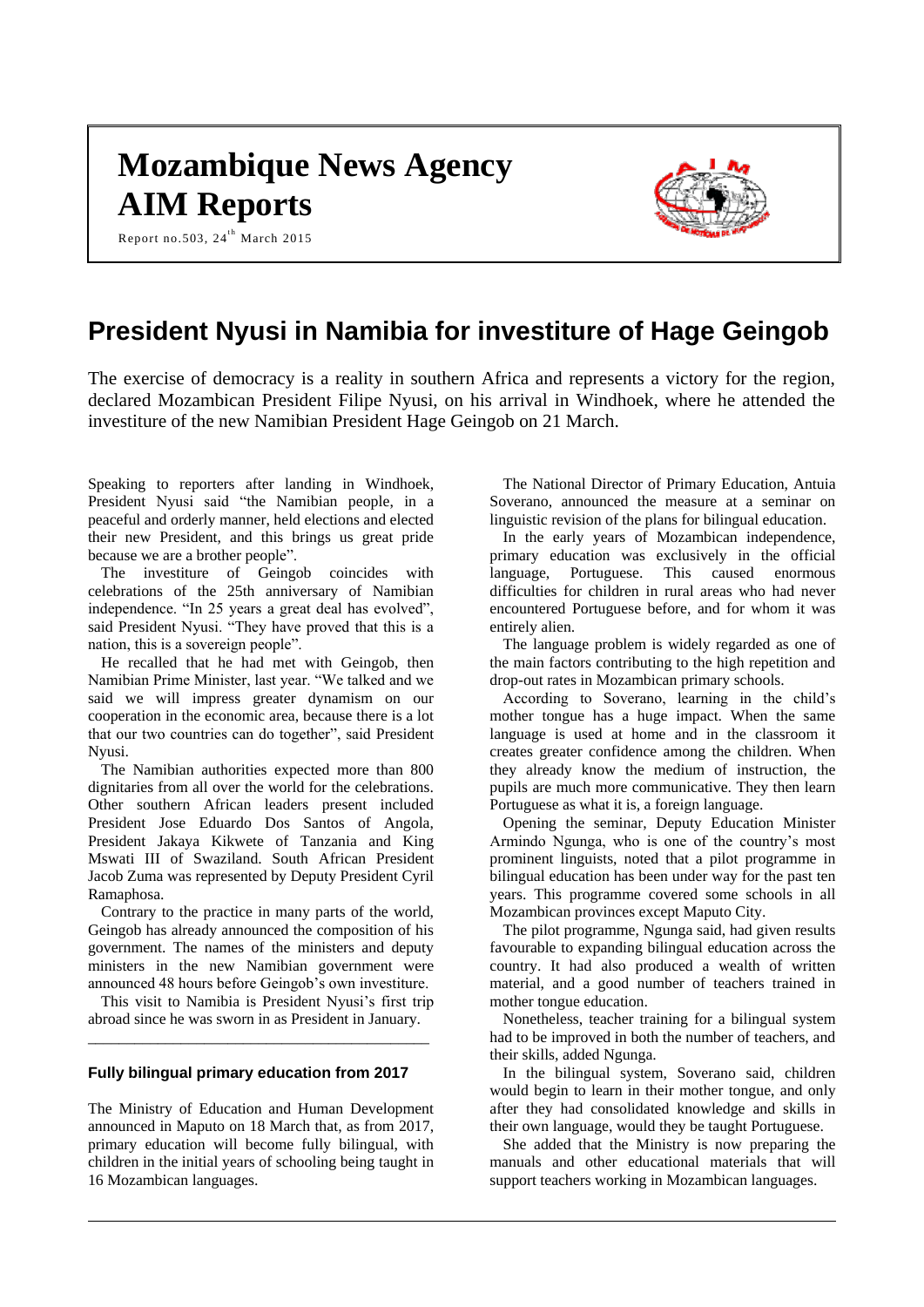# Mozambique News Agency

# AIM Reports

Report no.503, 24th March 2015

## President Nyusi in Namibia for investiture of Hage Geingob

The exercise of democracy is a reality in southern Africa and represents a victory for the region, declared Mozambican President Filipe Nyusi, on his arrival in Windhoek, where he attended the investiture of the new Namibian President Hage Geingob on 21 March.

Speaking to reporters after landing in Windhoek, President Nyusi said "the Namibian people, in a peaceful and orderly manner, held elections and elected their new President, and this brings us great pride because we are a brother people".

The investiture of Geingob coincides with celebrations of the 25th anniversary of Namibian independence. "In 25 years a great deal has evolved", said President Nyusi. "They have proved that this is a nation, this is a sovereign people".

He recalled that he had met with Geingob, then Namibian Prime Minister, last year. "We talked and we said we will impress greater dynamism on our cooperation in the economic area, because there is a lot that our two countries can do together", said President Nyusi.

The Namibian authorities expected more than 800 dignitaries from all over the world for the celebrations. Other southern African leaders present included President Jose Eduardo Dos Santos of Angola, President Jakaya Kikwete of Tanzania and King Mswati III of Swaziland. South African President Jacob Zuma was represented by Deputy President Cyril Ramaphosa.

Contrary to the practice in many parts of the world, Geingob has already announced the composition of his government. The names of the ministers and deputy ministers in the new Namibian government were announced 48 hours before Geingob's own investiture.

This visit to Namibia is President Nyusi's first trip abroad since he was sworn in as President in January.

---

### Fully bilingual primary education from 2017

The Ministry of Education and Human Development announced in Maputo on 18 March that, as from 2017, primary education will become fully bilingual, with children in the initial years of schooling being taught in 16 Mozambican languages.

The National Director of Primary Education, Antuia Soverano, announced the measure at a seminar on linguistic revision of the plans for bilingual education.

In the early years of Mozambican independence, primary education was exclusively in the official language, Portuguese. This caused enormous difficulties for children in rural areas who had never encountered Portuguese before, and for whom it was entirely alien.

The language problem is widely regarded as one of the main factors contributing to the high repetition and drop-out rates in Mozambican primary schools.

According to Soverano, learning in the child's mother tongue has a huge impact. When the same language is used at home and in the classroom it creates greater confidence among the children. When they already know the medium of instruction, the pupils are much more communicative. They then learn Portuguese as what it is, a foreign language.

Opening the seminar, Deputy Education Minister Armindo Ngunga, who is one of the country's most prominent linguists, noted that a pilot programme in bilingual education has been under way for the past ten years. This programme covered some schools in all Mozambican provinces except Maputo City.

The pilot programme, Ngunga said, had given results favourable to expanding bilingual education across the country. It had also produced a wealth of written material, and a good number of teachers trained in mother tongue education.

Nonetheless, teacher training for a bilingual system had to be improved in both the number of teachers, and their skills, added Ngunga.

In the bilingual system, Soverano said, children would begin to learn in their mother tongue, and only after they had consolidated knowledge and skills in their own language, would they be taught Portuguese.

She added that the Ministry is now preparing the manuals and other educational materials that will support teachers working in Mozambican languages.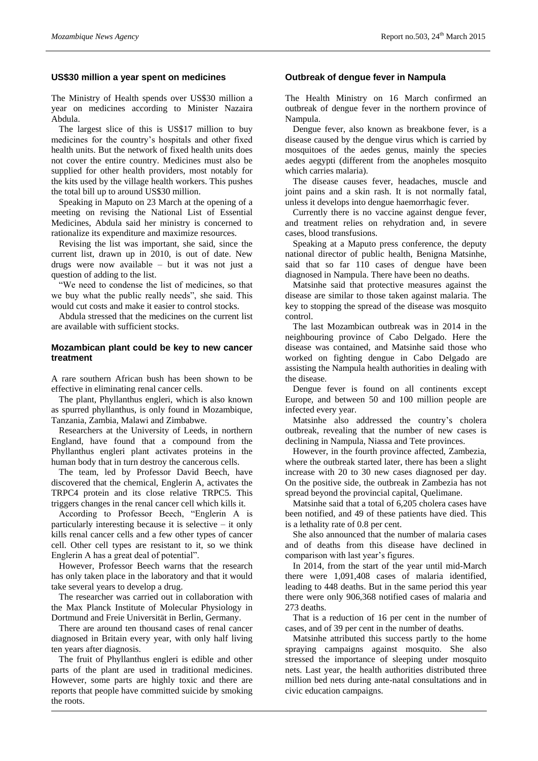## US$30 million a year spent on medicines

The Ministry of Health spends over US$30 million a year on medicines according to Minister Nazaira Abdula.

The largest slice of this is US$17 million to buy medicines for the country's hospitals and other fixed health units. But the network of fixed health units does not cover the entire country. Medicines must also be supplied for other health providers, most notably for the kits used by the village health workers. This pushes the total bill up to around US$30 million.

Speaking in Maputo on 23 March at the opening of a meeting on revising the National List of Essential Medicines, Abdula said her ministry is concerned to rationalize its expenditure and maximize resources.

Revising the list was important, she said, since the current list, drawn up in 2010, is out of date. New drugs were now available – but it was not just a question of adding to the list.

"We need to condense the list of medicines, so that we buy what the public really needs", she said. This would cut costs and make it easier to control stocks.

Abdula stressed that the medicines on the current list are available with sufficient stocks.

## Mozambican plant could be key to new cancer treatment

A rare southern African bush has been shown to be effective in eliminating renal cancer cells.

The plant, Phyllanthus engleri, which is also known as spurred phyllanthus, is only found in Mozambique, Tanzania, Zambia, Malawi and Zimbabwe.

Researchers at the University of Leeds, in northern England, have found that a compound from the Phyllanthus engleri plant activates proteins in the human body that in turn destroy the cancerous cells.

The team, led by Professor David Beech, have discovered that the chemical, Englerin A, activates the TRPC4 protein and its close relative TRPC5. This triggers changes in the renal cancer cell which kills it.

According to Professor Beech, "Englerin A is particularly interesting because it is selective – it only kills renal cancer cells and a few other types of cancer cell. Other cell types are resistant to it, so we think Englerin A has a great deal of potential".

However, Professor Beech warns that the research has only taken place in the laboratory and that it would take several years to develop a drug.

The researcher was carried out in collaboration with the Max Planck Institute of Molecular Physiology in Dortmund and Freie Universität in Berlin, Germany.

There are around ten thousand cases of renal cancer diagnosed in Britain every year, with only half living ten years after diagnosis.

The fruit of Phyllanthus engleri is edible and other parts of the plant are used in traditional medicines. However, some parts are highly toxic and there are reports that people have committed suicide by smoking the roots.

## Outbreak of dengue fever in Nampula

The Health Ministry on 16 March confirmed an outbreak of dengue fever in the northern province of Nampula.

Dengue fever, also known as breakbone fever, is a disease caused by the dengue virus which is carried by mosquitoes of the aedes genus, mainly the species aedes aegypti (different from the anopheles mosquito which carries malaria).

The disease causes fever, headaches, muscle and joint pains and a skin rash. It is not normally fatal, unless it develops into dengue haemorrhagic fever.

Currently there is no vaccine against dengue fever, and treatment relies on rehydration and, in severe cases, blood transfusions.

Speaking at a Maputo press conference, the deputy national director of public health, Benigna Matsinhe, said that so far 110 cases of dengue have been diagnosed in Nampula. There have been no deaths.

Matsinhe said that protective measures against the disease are similar to those taken against malaria. The key to stopping the spread of the disease was mosquito control.

The last Mozambican outbreak was in 2014 in the neighbouring province of Cabo Delgado. Here the disease was contained, and Matsinhe said those who worked on fighting dengue in Cabo Delgado are assisting the Nampula health authorities in dealing with the disease.

Dengue fever is found on all continents except Europe, and between 50 and 100 million people are infected every year.

Matsinhe also addressed the country's cholera outbreak, revealing that the number of new cases is declining in Nampula, Niassa and Tete provinces.

However, in the fourth province affected, Zambezia, where the outbreak started later, there has been a slight increase with 20 to 30 new cases diagnosed per day. On the positive side, the outbreak in Zambezia has not spread beyond the provincial capital, Quelimane.

Matsinhe said that a total of 6,205 cholera cases have been notified, and 49 of these patients have died. This is a lethality rate of 0.8 per cent.

She also announced that the number of malaria cases and of deaths from this disease have declined in comparison with last year's figures.

In 2014, from the start of the year until mid-March there were 1,091,408 cases of malaria identified, leading to 448 deaths. But in the same period this year there were only 906,368 notified cases of malaria and 273 deaths.

That is a reduction of 16 per cent in the number of cases, and of 39 per cent in the number of deaths.

Matsinhe attributed this success partly to the home spraying campaigns against mosquito. She also stressed the importance of sleeping under mosquito nets. Last year, the health authorities distributed three million bed nets during ante-natal consultations and in civic education campaigns.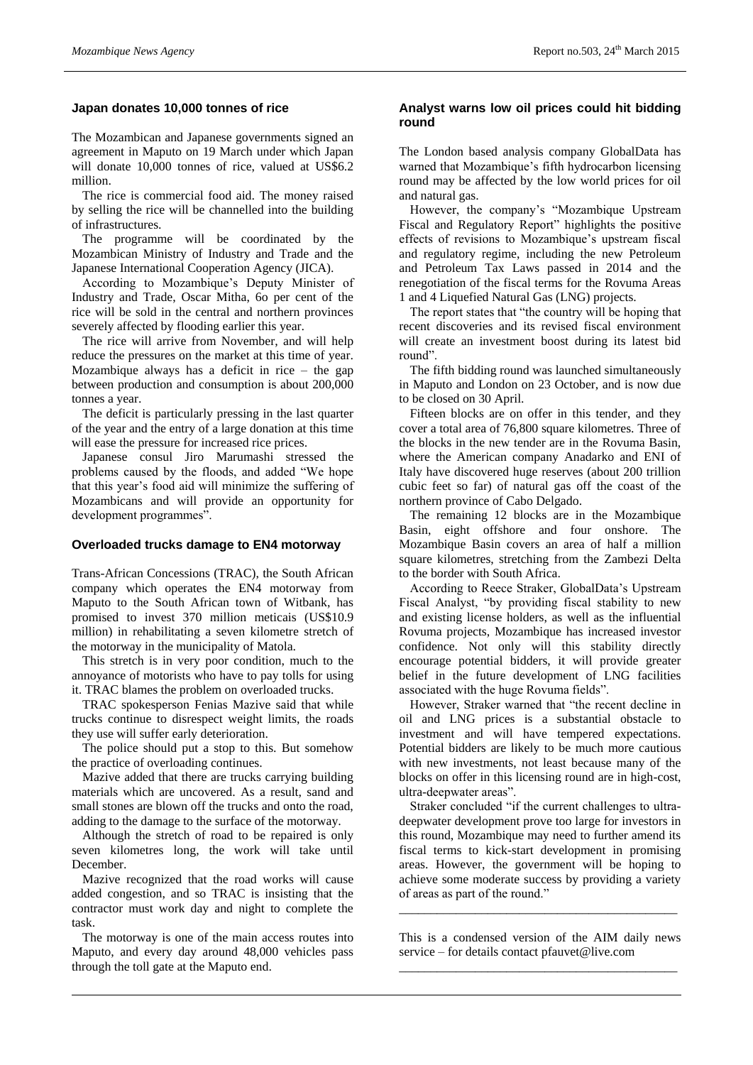## Japan donates 10,000 tonnes of rice

The Mozambican and Japanese governments signed an agreement in Maputo on 19 March under which Japan will donate 10,000 tonnes of rice, valued at US$6.2 million.

The rice is commercial food aid. The money raised by selling the rice will be channelled into the building of infrastructures.

The programme will be coordinated by the Mozambican Ministry of Industry and Trade and the Japanese International Cooperation Agency (JICA).

According to Mozambique's Deputy Minister of Industry and Trade, Oscar Mitha, 6o per cent of the rice will be sold in the central and northern provinces severely affected by flooding earlier this year.

The rice will arrive from November, and will help reduce the pressures on the market at this time of year. Mozambique always has a deficit in rice – the gap between production and consumption is about 200,000 tonnes a year.

The deficit is particularly pressing in the last quarter of the year and the entry of a large donation at this time will ease the pressure for increased rice prices.

Japanese consul Jiro Marumashi stressed the problems caused by the floods, and added "We hope that this year's food aid will minimize the suffering of Mozambicans and will provide an opportunity for development programmes".

## Overloaded trucks damage to EN4 motorway

Trans-African Concessions (TRAC), the South African company which operates the EN4 motorway from Maputo to the South African town of Witbank, has promised to invest 370 million meticais (US$10.9 million) in rehabilitating a seven kilometre stretch of the motorway in the municipality of Matola.

This stretch is in very poor condition, much to the annoyance of motorists who have to pay tolls for using it. TRAC blames the problem on overloaded trucks.

TRAC spokesperson Fenias Mazive said that while trucks continue to disrespect weight limits, the roads they use will suffer early deterioration.

The police should put a stop to this. But somehow the practice of overloading continues.

Mazive added that there are trucks carrying building materials which are uncovered. As a result, sand and small stones are blown off the trucks and onto the road, adding to the damage to the surface of the motorway.

Although the stretch of road to be repaired is only seven kilometres long, the work will take until December.

Mazive recognized that the road works will cause added congestion, and so TRAC is insisting that the contractor must work day and night to complete the task.

The motorway is one of the main access routes into Maputo, and every day around 48,000 vehicles pass through the toll gate at the Maputo end.

## Analyst warns low oil prices could hit bidding round

The London based analysis company GlobalData has warned that Mozambique's fifth hydrocarbon licensing round may be affected by the low world prices for oil and natural gas.

However, the company's "Mozambique Upstream Fiscal and Regulatory Report" highlights the positive effects of revisions to Mozambique's upstream fiscal and regulatory regime, including the new Petroleum and Petroleum Tax Laws passed in 2014 and the renegotiation of the fiscal terms for the Rovuma Areas 1 and 4 Liquefied Natural Gas (LNG) projects.

The report states that "the country will be hoping that recent discoveries and its revised fiscal environment will create an investment boost during its latest bid round".

The fifth bidding round was launched simultaneously in Maputo and London on 23 October, and is now due to be closed on 30 April.

Fifteen blocks are on offer in this tender, and they cover a total area of 76,800 square kilometres. Three of the blocks in the new tender are in the Rovuma Basin, where the American company Anadarko and ENI of Italy have discovered huge reserves (about 200 trillion cubic feet so far) of natural gas off the coast of the northern province of Cabo Delgado.

The remaining 12 blocks are in the Mozambique Basin, eight offshore and four onshore. The Mozambique Basin covers an area of half a million square kilometres, stretching from the Zambezi Delta to the border with South Africa.

According to Reece Straker, GlobalData's Upstream Fiscal Analyst, "by providing fiscal stability to new and existing license holders, as well as the influential Rovuma projects, Mozambique has increased investor confidence. Not only will this stability directly encourage potential bidders, it will provide greater belief in the future development of LNG facilities associated with the huge Rovuma fields".

However, Straker warned that "the recent decline in oil and LNG prices is a substantial obstacle to investment and will have tempered expectations. Potential bidders are likely to be much more cautious with new investments, not least because many of the blocks on offer in this licensing round are in high-cost, ultra-deepwater areas".

Straker concluded "if the current challenges to ultra-deepwater development prove too large for investors in this round, Mozambique may need to further amend its fiscal terms to kick-start development in promising areas. However, the government will be hoping to achieve some moderate success by providing a variety of areas as part of the round."

---

This is a condensed version of the AIM daily news service – for details contact pfauvet@live.com

---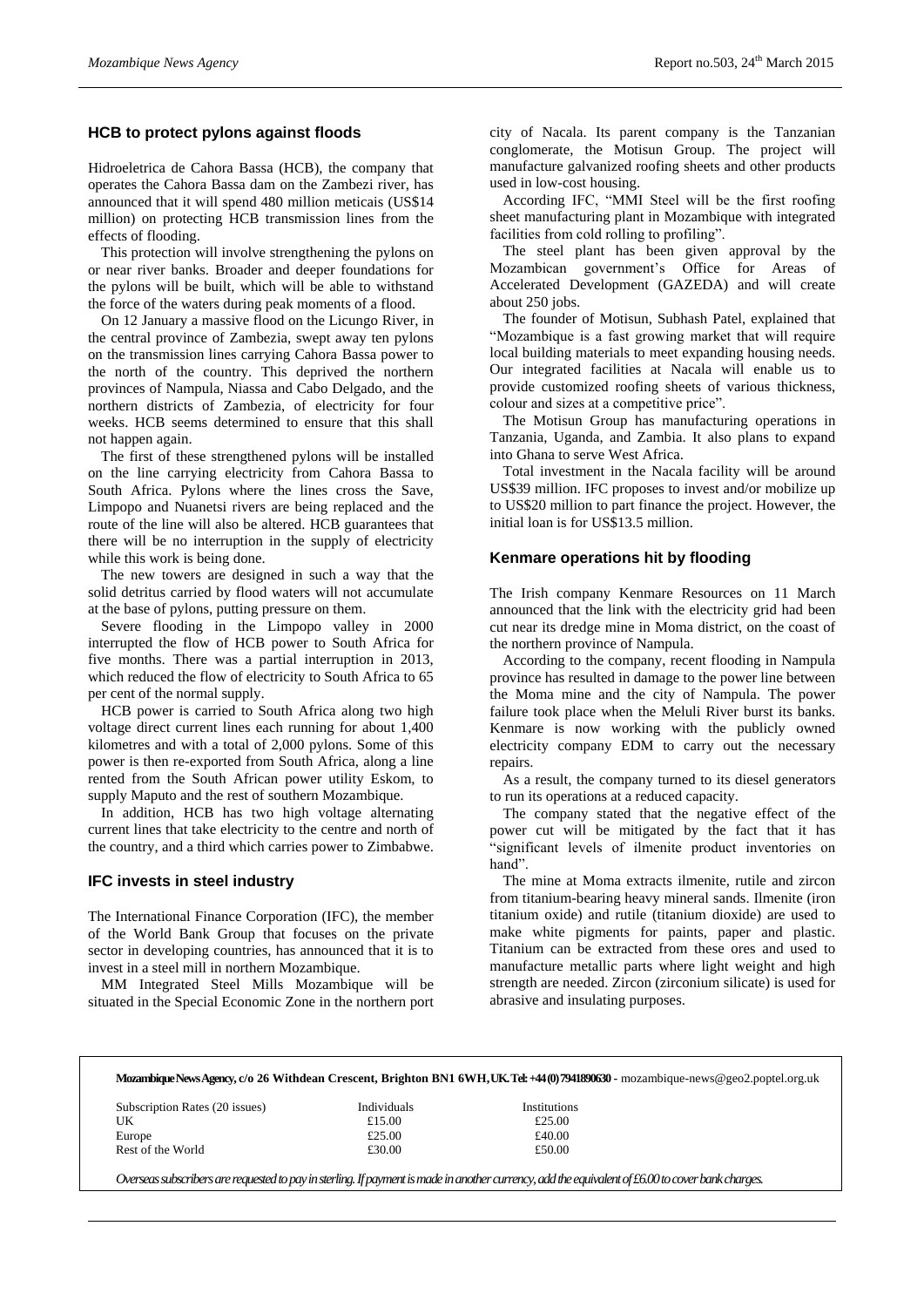## HCB to protect pylons against floods

Hidroeletrica de Cahora Bassa (HCB), the company that operates the Cahora Bassa dam on the Zambezi river, has announced that it will spend 480 million meticais (US$14 million) on protecting HCB transmission lines from the effects of flooding.

This protection will involve strengthening the pylons on or near river banks. Broader and deeper foundations for the pylons will be built, which will be able to withstand the force of the waters during peak moments of a flood.

On 12 January a massive flood on the Licungo River, in the central province of Zambezia, swept away ten pylons on the transmission lines carrying Cahora Bassa power to the north of the country. This deprived the northern provinces of Nampula, Niassa and Cabo Delgado, and the northern districts of Zambezia, of electricity for four weeks. HCB seems determined to ensure that this shall not happen again.

The first of these strengthened pylons will be installed on the line carrying electricity from Cahora Bassa to South Africa. Pylons where the lines cross the Save, Limpopo and Nuanetsi rivers are being replaced and the route of the line will also be altered. HCB guarantees that there will be no interruption in the supply of electricity while this work is being done.

The new towers are designed in such a way that the solid detritus carried by flood waters will not accumulate at the base of pylons, putting pressure on them.

Severe flooding in the Limpopo valley in 2000 interrupted the flow of HCB power to South Africa for five months. There was a partial interruption in 2013, which reduced the flow of electricity to South Africa to 65 per cent of the normal supply.

HCB power is carried to South Africa along two high voltage direct current lines each running for about 1,400 kilometres and with a total of 2,000 pylons. Some of this power is then re-exported from South Africa, along a line rented from the South African power utility Eskom, to supply Maputo and the rest of southern Mozambique.

In addition, HCB has two high voltage alternating current lines that take electricity to the centre and north of the country, and a third which carries power to Zimbabwe.

## IFC invests in steel industry

The International Finance Corporation (IFC), the member of the World Bank Group that focuses on the private sector in developing countries, has announced that it is to invest in a steel mill in northern Mozambique.

MM Integrated Steel Mills Mozambique will be situated in the Special Economic Zone in the northern port city of Nacala. Its parent company is the Tanzanian conglomerate, the Motisun Group. The project will manufacture galvanized roofing sheets and other products used in low-cost housing.

According IFC, "MMI Steel will be the first roofing sheet manufacturing plant in Mozambique with integrated facilities from cold rolling to profiling".

The steel plant has been given approval by the Mozambican government's Office for Areas of Accelerated Development (GAZEDA) and will create about 250 jobs.

The founder of Motisun, Subhash Patel, explained that "Mozambique is a fast growing market that will require local building materials to meet expanding housing needs. Our integrated facilities at Nacala will enable us to provide customized roofing sheets of various thickness, colour and sizes at a competitive price".

The Motisun Group has manufacturing operations in Tanzania, Uganda, and Zambia. It also plans to expand into Ghana to serve West Africa.

Total investment in the Nacala facility will be around US$39 million. IFC proposes to invest and/or mobilize up to US$20 million to part finance the project. However, the initial loan is for US$13.5 million.

## Kenmare operations hit by flooding

The Irish company Kenmare Resources on 11 March announced that the link with the electricity grid had been cut near its dredge mine in Moma district, on the coast of the northern province of Nampula.

According to the company, recent flooding in Nampula province has resulted in damage to the power line between the Moma mine and the city of Nampula. The power failure took place when the Meluli River burst its banks. Kenmare is now working with the publicly owned electricity company EDM to carry out the necessary repairs.

As a result, the company turned to its diesel generators to run its operations at a reduced capacity.

The company stated that the negative effect of the power cut will be mitigated by the fact that it has "significant levels of ilmenite product inventories on hand".

The mine at Moma extracts ilmenite, rutile and zircon from titanium-bearing heavy mineral sands. Ilmenite (iron titanium oxide) and rutile (titanium dioxide) are used to make white pigments for paints, paper and plastic. Titanium can be extracted from these ores and used to manufacture metallic parts where light weight and high strength are needed. Zircon (zirconium silicate) is used for abrasive and insulating purposes.

**Mozambique News Agency, c/o 26 Withdean Crescent, Brighton BN1 6WH, UK. Tel: +44 (0) 7941890630 -** mozambique-news@geo2.poptel.org.uk

| Subscription Rates (20 issues) | Individuals | Institutions |
|---|---|---|
| UK | £15.00 | £25.00 |
| Europe | £25.00 | £40.00 |
| Rest of the World | £30.00 | £50.00 |

*Overseas subscribers are requested to pay in sterling. If payment is made in another currency, add the equivalent of £6.00 to cover bank charges.*